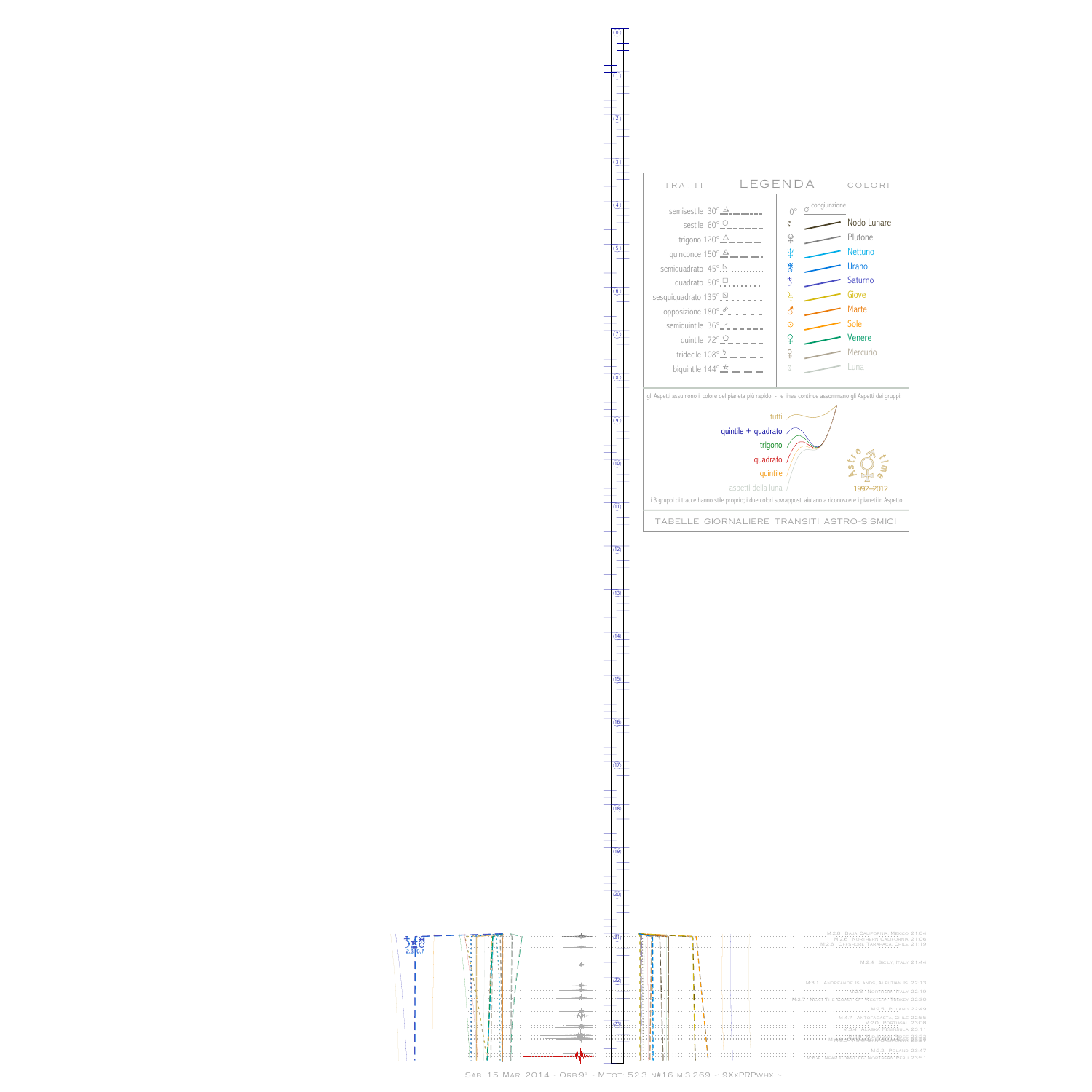## LEGENDA

TRATTI | COLORI

| TRATTI | | COLORI | |
|---|---|---|---|
| semisestile 30° | | 0° ☌ congiunzione | |
| sestile 60° | | ☊ | Nodo Lunare |
| trigono 120° | | ♇ | Plutone |
| quinconce 150° | | ♆ | Nettuno |
| semiquadrato 45° | | ♅ | Urano |
| quadrato 90° | | ♄ | Saturno |
| sesquiquadrato 135° | | ♃ | Giove |
| opposizione 180° | | ♂ | Marte |
| semiquintile 36° | | ☉ | Sole |
| quintile 72° | | ♀ | Venere |
| tridecile 108° | | ☿ | Mercurio |
| biquintile 144° | | ☾ | Luna |

gli Aspetti assumono il colore del pianeta più rapido - le linee continue assommano gli Aspetti dei gruppi:

tutti
quintile + quadrato
trigono
quadrato
quintile
aspetti della luna

Astro time 1992–2012

i 3 gruppi di tracce hanno stile proprio; i due colori sovrapposti aiutano a riconoscere i pianeti in Aspetto

TABELLE GIORNALIERE TRANSITI ASTRO-SISMICI

2.3 0.7

M.2.6 Baja California, Mexico 21:04
M.2.6 Northern California 21:06
M.2.6 Offshore Tarapaca Chile 21:19
M.2.4 Sicily, Italy 21:44
M.3.1 Andreanof Islands, Aleutian Is. 22:13
M.2.5 Northern Italy 22:19
M.2.7 Near the Coast of Western Turkey 22:30
M.2.5 Poland 22:49
M.2.7 Antofagasta, Chile 22:55
M.2.6 Portugal 23:08
M.2.4 Alaska Peninsula 23:11
M.2.2 Poland 23:47
M.2.4 Near Coast of Northern Peru 23:51

Sab. 15 Mar. 2014 - Orb:9° - M.tot: 52.3 n#16 m:3.269 -: 9XxPRPwhx :-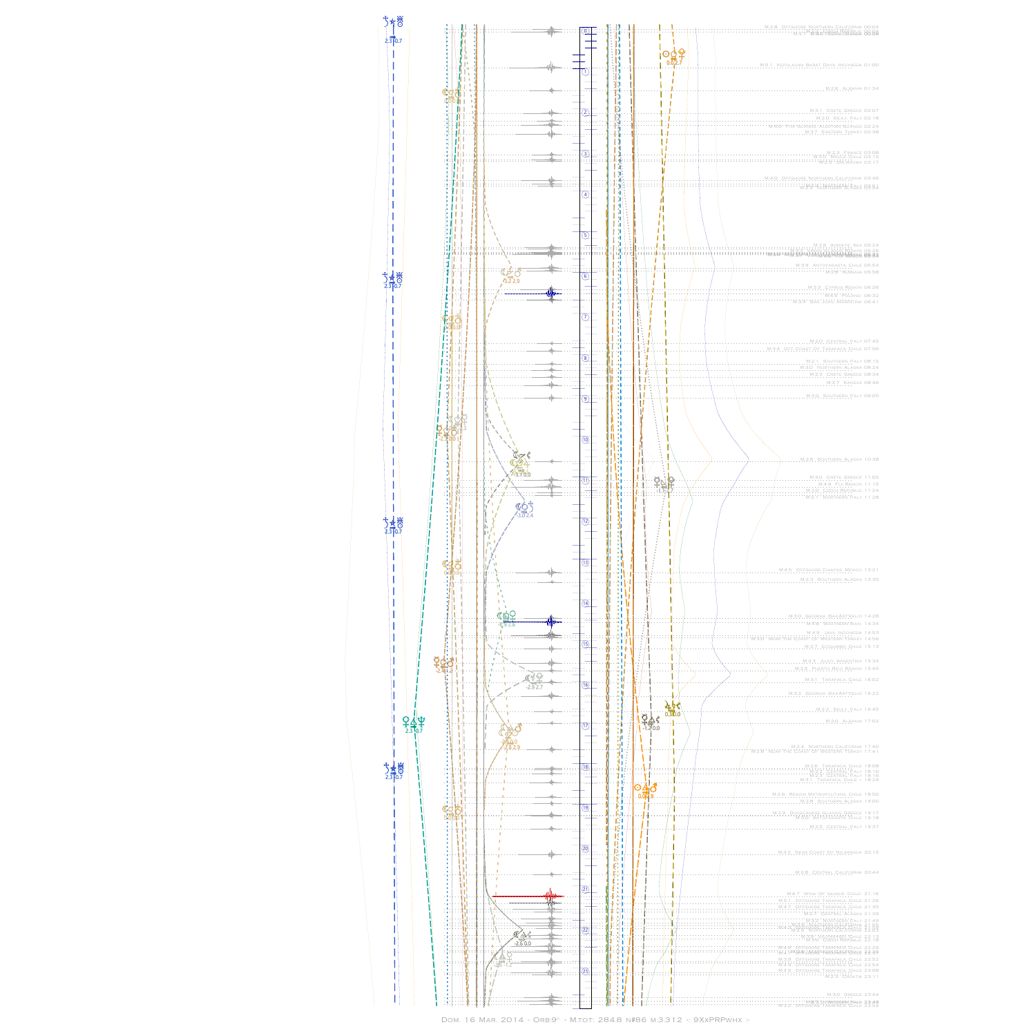M2.8 Offshore Northern California 00:04

M5.1 Kepulauan Barat Daya, Indonesia 01:00

M2.8 Albania 01:34

M3.1 Crete, Greece 02:07

M2.0 Sicily, Italy 02:18

M2.6 Fox Islands, Aleutian Islands 02:24

M2.7 Eastern Turkey 02:38

M2.3 France 03:08

M4.0 Maule, Chile 03:15

M2.1 Tarapaca, Chile 03:17

M4.0 Offshore Northern California 03:46

M2.4 Northern Italy 03:51

M2.9 Adriatic Sea 05:24

M3.9 Antofagasta, Chile 05:54

M2.8 Albania 05:58

M3.3 Cyprus Region 06:26

M4.5 Poland 06:32

M3.4 San Juan, Argentina 06:41

M2.0 Central Italy 07:45

M3.4 Off Coast of Tarapaca, Chile 07:56

M2.1 Southern Italy 08:15

M3.0 Northern Alaska 08:24

M2.3 Crete, Greece 08:34

M3.7 Kansas 08:46

M3.0 Southern Italy 09:05

M2.6 Southern Alaska 10:38

M3.0 Crete, Greece 11:05

M4.9 Fiji Region 11:15

M2.1 Czech Republic 11:24

M2.1 Northern Italy 11:28

M4.5 Offshore Chiapas, Mexico 13:21

M2.3 Southern Alaska 13:35

M3.0 Georgia (Sak'art'velo) 14:28

M4.6 Southern Iran 14:34

M4.9 Java, Indonesia 14:53

M3.0 Near the Coast of Western Turkey 14:56

M3.7 Coquimbo, Chile 15:13

M4.3 Jujuy, Argentina 15:34

M2.8 Puerto Rico Region 15:45

M3.1 Tarapaca, Chile 16:02

M3.2 Georgia (Sak'art'velo) 16:22

M2.2 Sicily, Italy 16:45

M2.0 Albania 17:02

M2.4 Northern California 17:40

M2.8 Near the Coast of Western Turkey 17:41

M2.6 Tarapaca, Chile 18:08

M2.1 Central Italy 18:16

M3.1 Tarapaca, Chile 18:20

M2.8 Region Metropolitana, Chile 18:50

M2.8 Southern Alaska 19:00

M2.5 Dodecanese Islands, Greece 19:17

M3.0 Antofagasta, Chile 19:18

M2.5 Central Italy 19:37

M4.2 Near Coast of Nicaragua 20:15

M3.8 Central Chile 20:44

M6.7 WNW of Iquique, Chile 21:16

M5.1 Offshore Tarapaca, Chile 21:26

M4.7 Offshore Tarapaca, Chile 21:35

M2.7 Central Alaska 21:39

M3.0 Czech Republic 22:18

M4.9 Offshore Tarapaca, Chile 23:08

M2.3 Croatia 23:11

M3.0 Greece 23:44

M3.2 Offshore Tarapaca, Chile 23:54

Dom. 16 Mar. 2014 - Orb:9° - M.tot: 284.8 n#86 m:3.312 :- 9XxPRPwhx :-